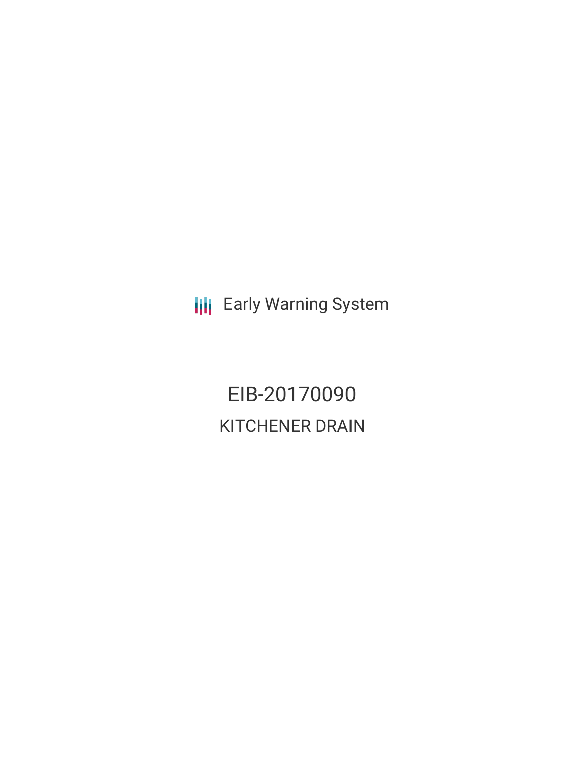Early Warning System

# EIB-20170090

## KITCHENER DRAIN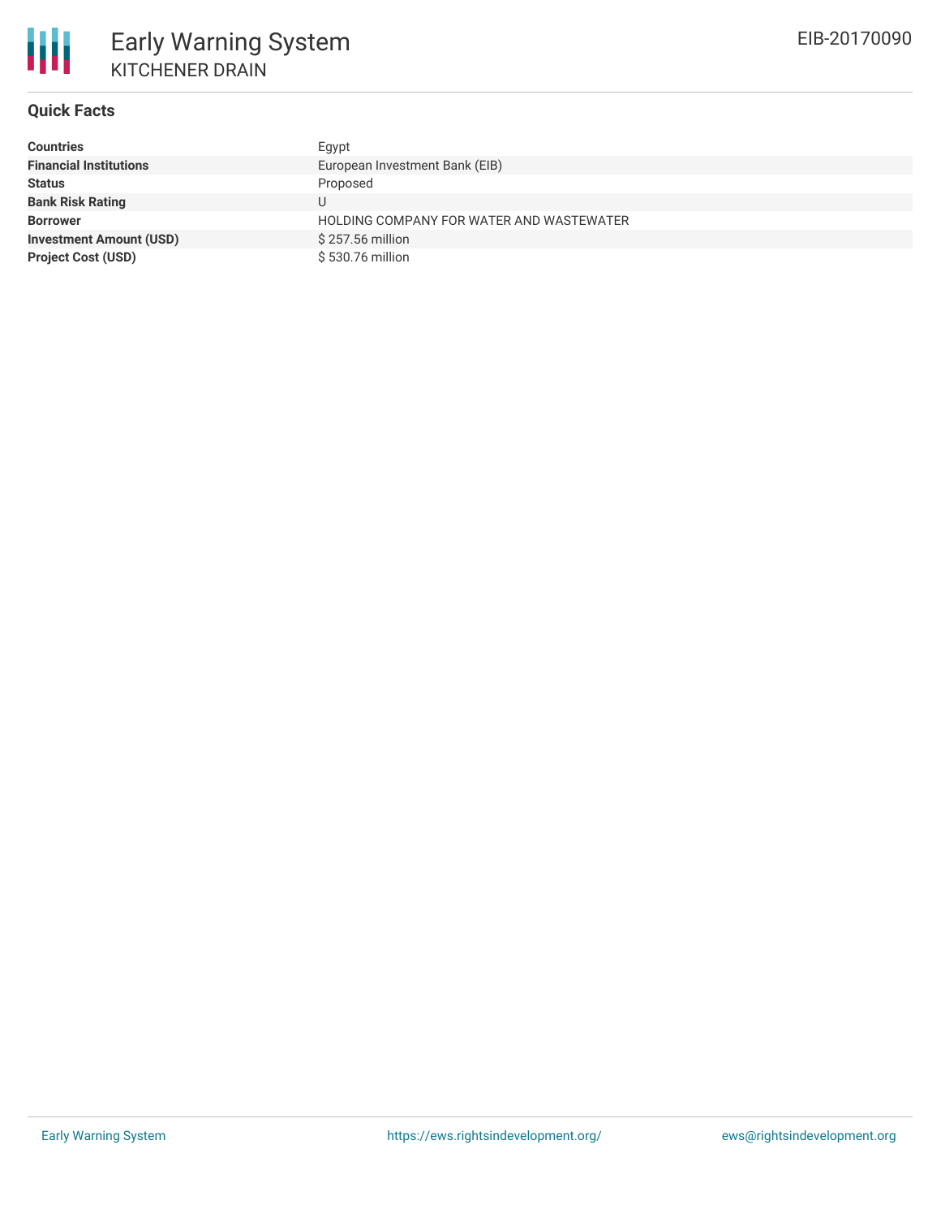# Early Warning System

## KITCHENER DRAIN

EIB-20170090

### Quick Facts

| | |
|---|---|
| **Countries** | Egypt |
| **Financial Institutions** | European Investment Bank (EIB) |
| **Status** | Proposed |
| **Bank Risk Rating** | U |
| **Borrower** | HOLDING COMPANY FOR WATER AND WASTEWATER |
| **Investment Amount (USD)** | $ 257.56 million |
| **Project Cost (USD)** | $ 530.76 million |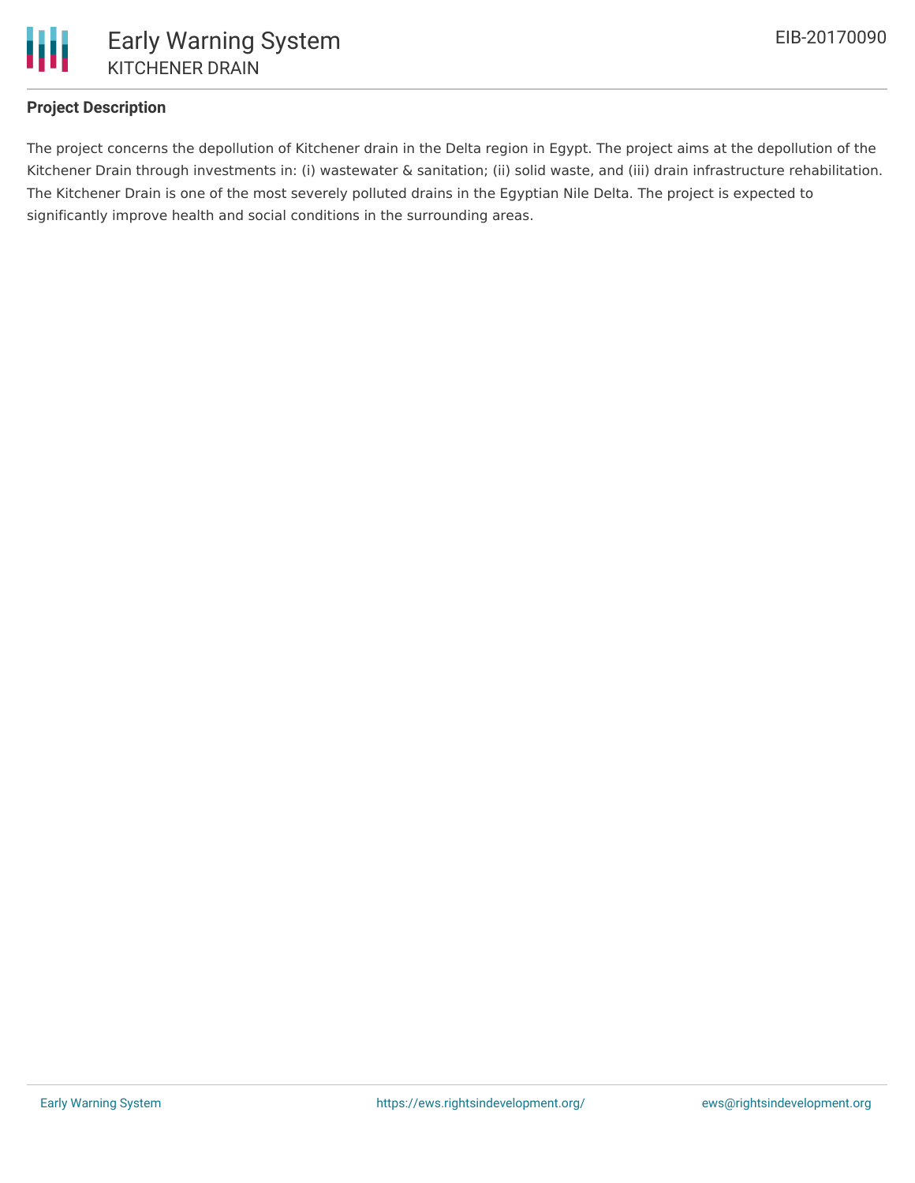**Project Description**

The project concerns the depollution of Kitchener drain in the Delta region in Egypt. The project aims at the depollution of the Kitchener Drain through investments in: (i) wastewater & sanitation; (ii) solid waste, and (iii) drain infrastructure rehabilitation. The Kitchener Drain is one of the most severely polluted drains in the Egyptian Nile Delta. The project is expected to significantly improve health and social conditions in the surrounding areas.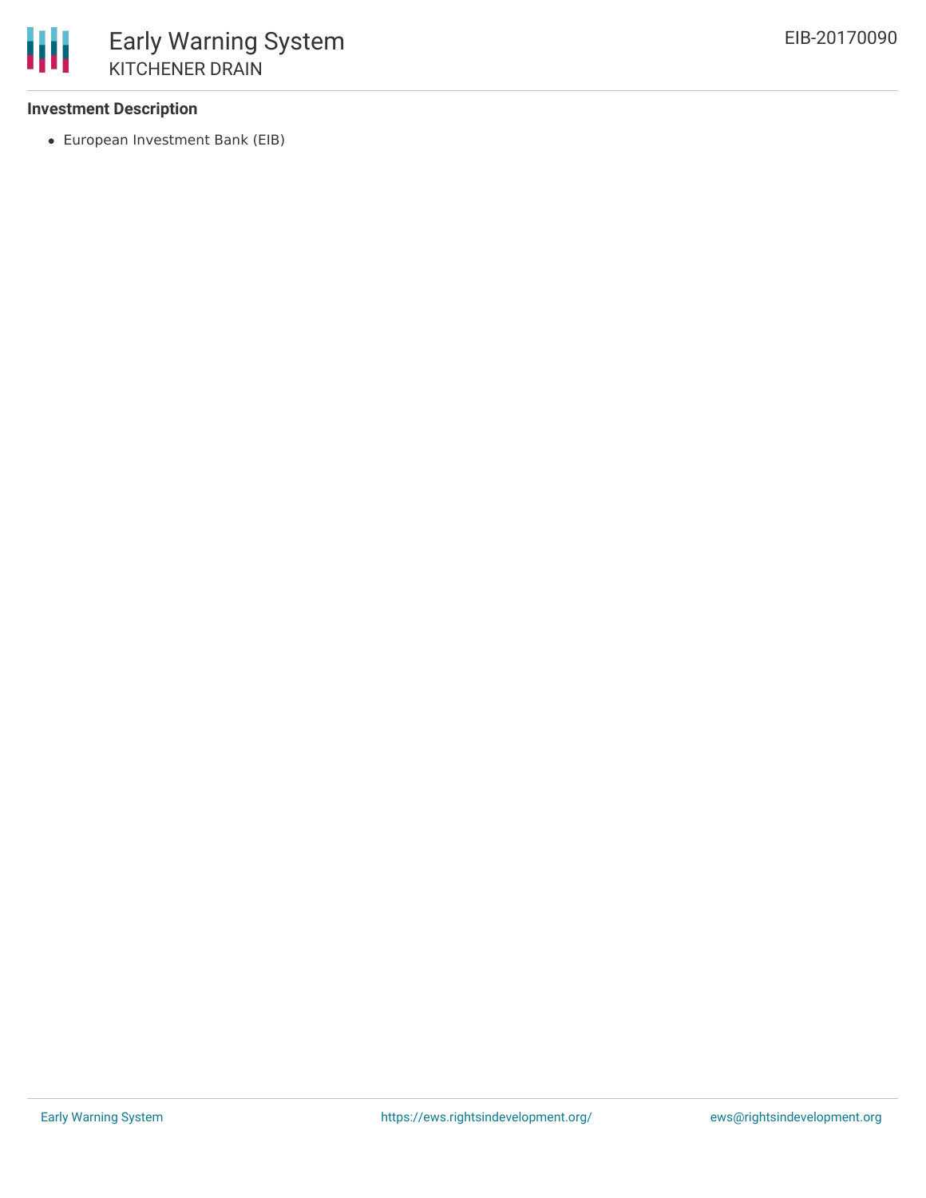### Investment Description

- European Investment Bank (EIB)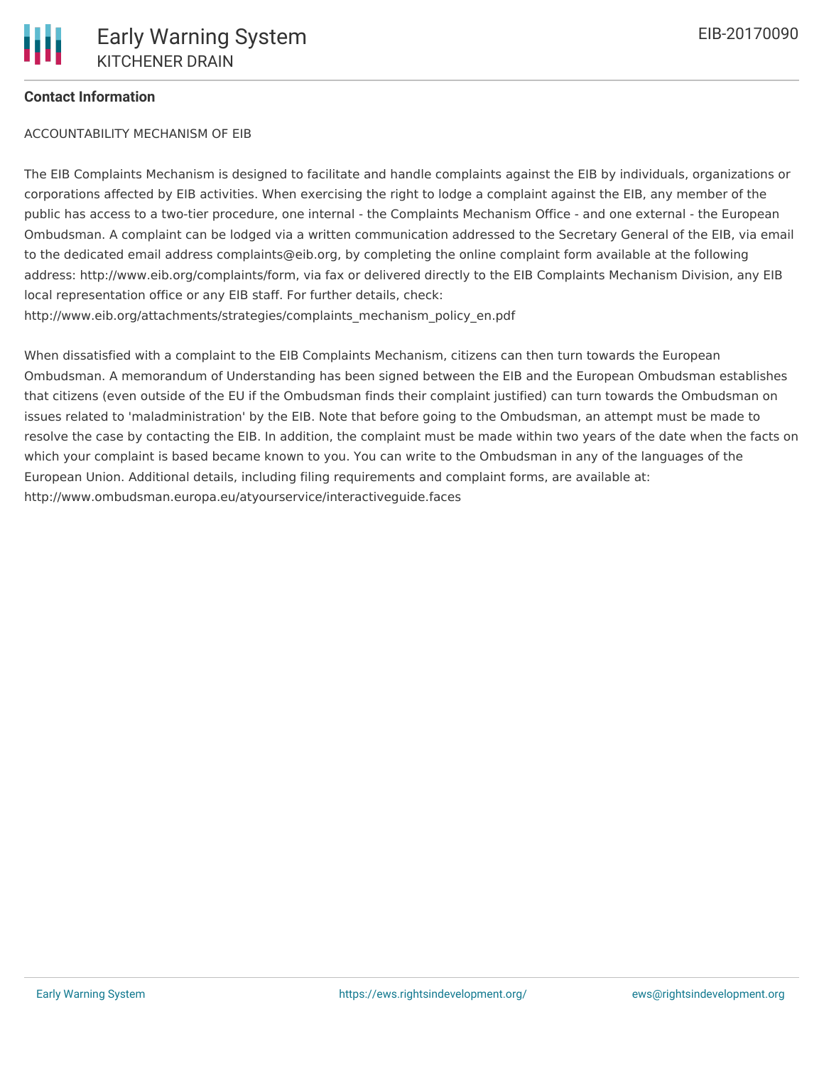**Contact Information**

ACCOUNTABILITY MECHANISM OF EIB

The EIB Complaints Mechanism is designed to facilitate and handle complaints against the EIB by individuals, organizations or corporations affected by EIB activities. When exercising the right to lodge a complaint against the EIB, any member of the public has access to a two-tier procedure, one internal - the Complaints Mechanism Office - and one external - the European Ombudsman. A complaint can be lodged via a written communication addressed to the Secretary General of the EIB, via email to the dedicated email address complaints@eib.org, by completing the online complaint form available at the following address: http://www.eib.org/complaints/form, via fax or delivered directly to the EIB Complaints Mechanism Division, any EIB local representation office or any EIB staff. For further details, check: http://www.eib.org/attachments/strategies/complaints_mechanism_policy_en.pdf

When dissatisfied with a complaint to the EIB Complaints Mechanism, citizens can then turn towards the European Ombudsman. A memorandum of Understanding has been signed between the EIB and the European Ombudsman establishes that citizens (even outside of the EU if the Ombudsman finds their complaint justified) can turn towards the Ombudsman on issues related to 'maladministration' by the EIB. Note that before going to the Ombudsman, an attempt must be made to resolve the case by contacting the EIB. In addition, the complaint must be made within two years of the date when the facts on which your complaint is based became known to you. You can write to the Ombudsman in any of the languages of the European Union. Additional details, including filing requirements and complaint forms, are available at: http://www.ombudsman.europa.eu/atyourservice/interactiveguide.faces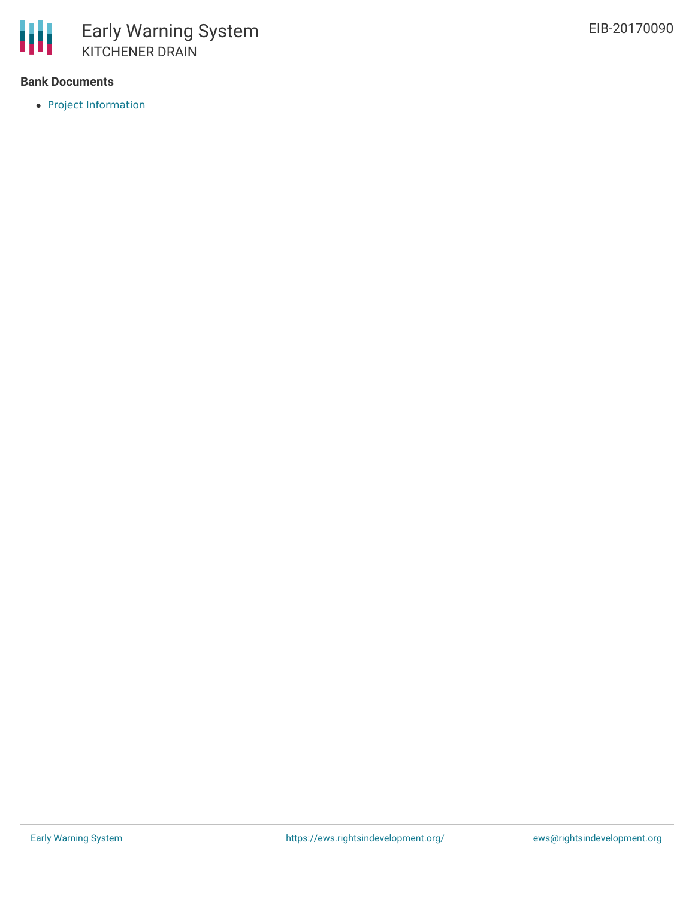**Bank Documents**

- Project Information